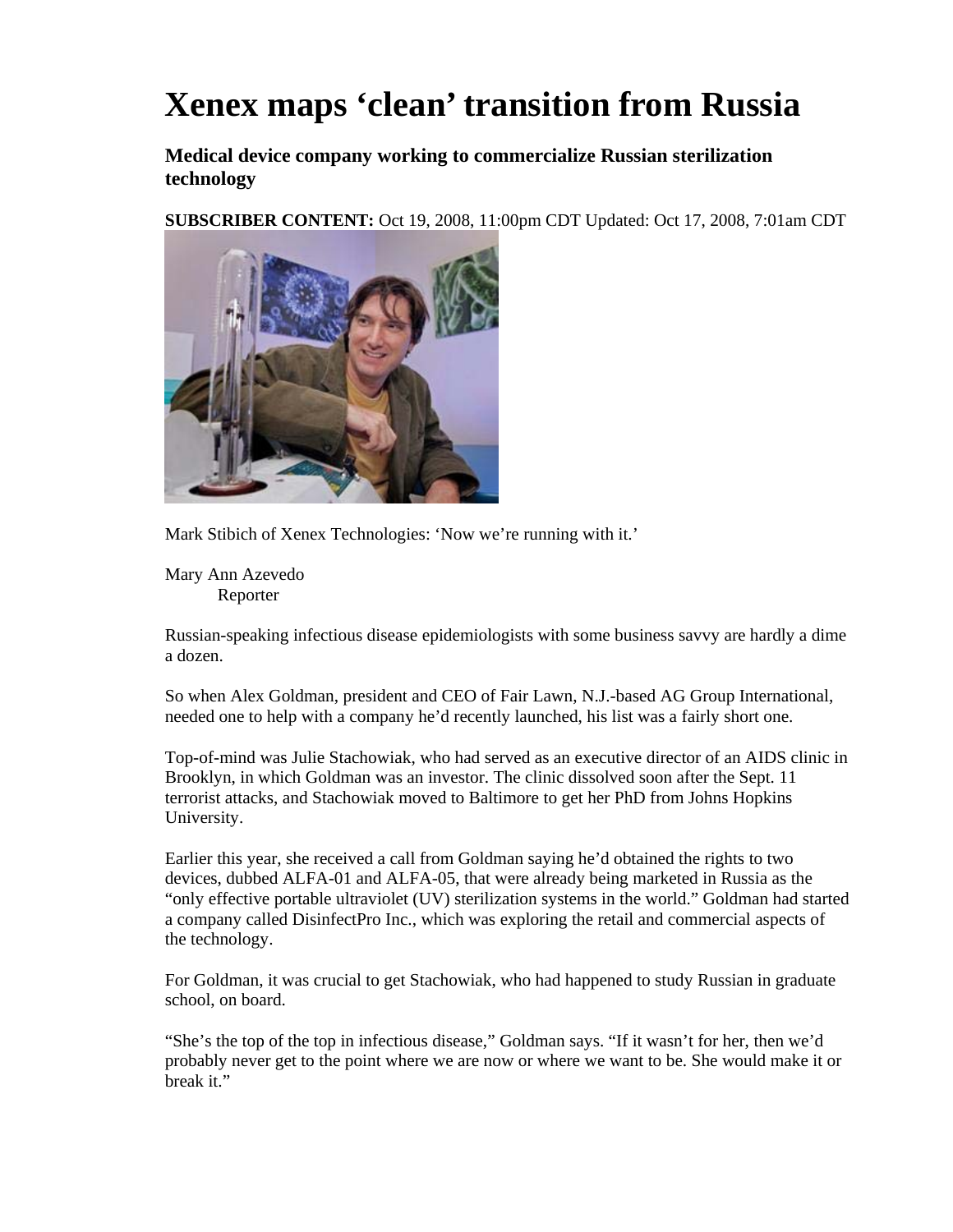# Xenex maps 'clean' transition from Russia

### Medical device company working to commercialize Russian sterilization technology

**SUBSCRIBER CONTENT:** Oct 19, 2008, 11:00pm CDT Updated: Oct 17, 2008, 7:01am CDT

Mark Stibich of Xenex Technologies: 'Now we're running with it.'

Mary Ann Azevedo
Reporter

Russian-speaking infectious disease epidemiologists with some business savvy are hardly a dime a dozen.

So when Alex Goldman, president and CEO of Fair Lawn, N.J.-based AG Group International, needed one to help with a company he'd recently launched, his list was a fairly short one.

Top-of-mind was Julie Stachowiak, who had served as an executive director of an AIDS clinic in Brooklyn, in which Goldman was an investor. The clinic dissolved soon after the Sept. 11 terrorist attacks, and Stachowiak moved to Baltimore to get her PhD from Johns Hopkins University.

Earlier this year, she received a call from Goldman saying he'd obtained the rights to two devices, dubbed ALFA-01 and ALFA-05, that were already being marketed in Russia as the "only effective portable ultraviolet (UV) sterilization systems in the world." Goldman had started a company called DisinfectPro Inc., which was exploring the retail and commercial aspects of the technology.

For Goldman, it was crucial to get Stachowiak, who had happened to study Russian in graduate school, on board.

"She's the top of the top in infectious disease," Goldman says. "If it wasn't for her, then we'd probably never get to the point where we are now or where we want to be. She would make it or break it."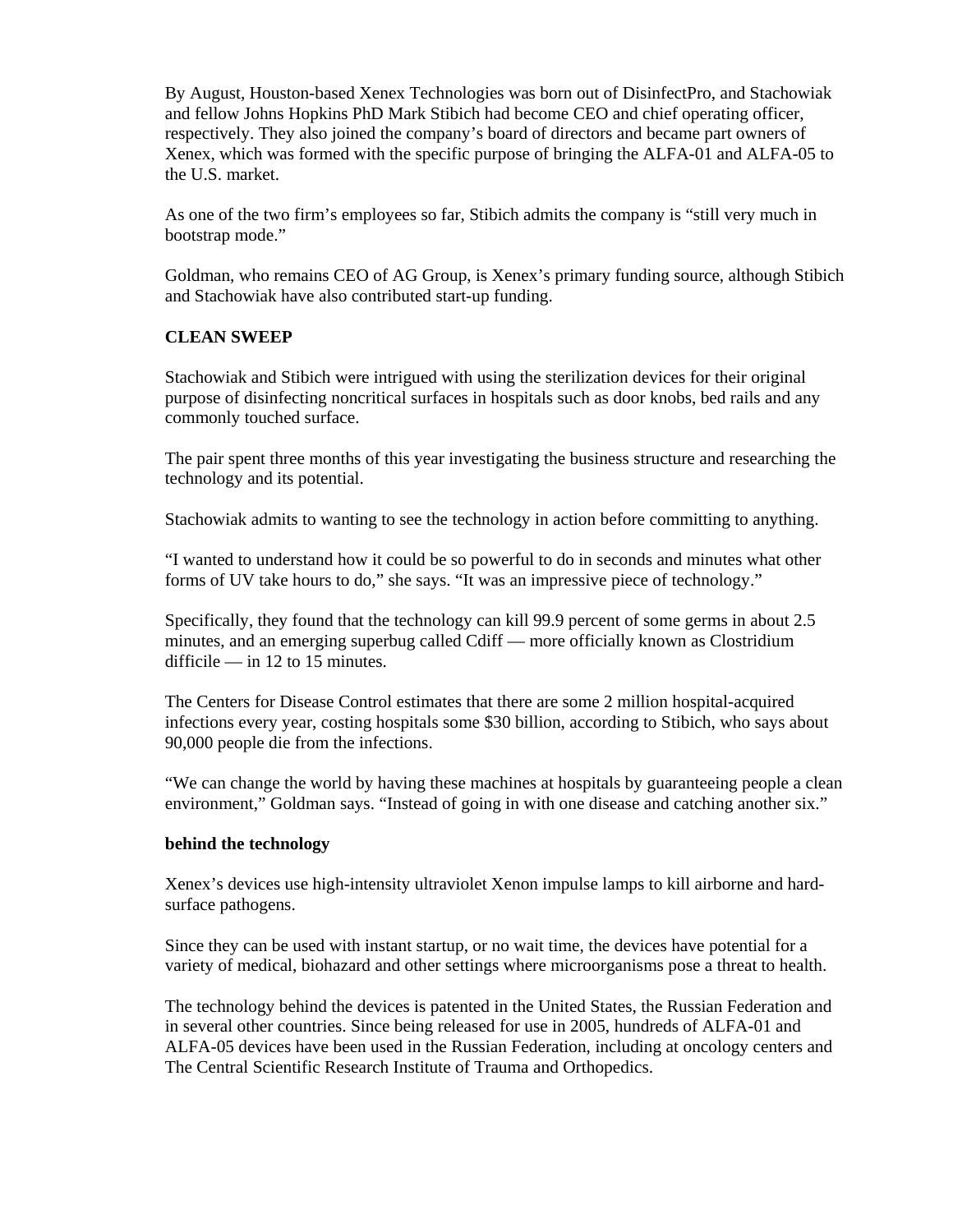By August, Houston-based Xenex Technologies was born out of DisinfectPro, and Stachowiak and fellow Johns Hopkins PhD Mark Stibich had become CEO and chief operating officer, respectively. They also joined the company's board of directors and became part owners of Xenex, which was formed with the specific purpose of bringing the ALFA-01 and ALFA-05 to the U.S. market.

As one of the two firm's employees so far, Stibich admits the company is "still very much in bootstrap mode."

Goldman, who remains CEO of AG Group, is Xenex's primary funding source, although Stibich and Stachowiak have also contributed start-up funding.

**CLEAN SWEEP**

Stachowiak and Stibich were intrigued with using the sterilization devices for their original purpose of disinfecting noncritical surfaces in hospitals such as door knobs, bed rails and any commonly touched surface.

The pair spent three months of this year investigating the business structure and researching the technology and its potential.

Stachowiak admits to wanting to see the technology in action before committing to anything.

"I wanted to understand how it could be so powerful to do in seconds and minutes what other forms of UV take hours to do," she says. "It was an impressive piece of technology."

Specifically, they found that the technology can kill 99.9 percent of some germs in about 2.5 minutes, and an emerging superbug called Cdiff — more officially known as Clostridium difficile — in 12 to 15 minutes.

The Centers for Disease Control estimates that there are some 2 million hospital-acquired infections every year, costing hospitals some $30 billion, according to Stibich, who says about 90,000 people die from the infections.

"We can change the world by having these machines at hospitals by guaranteeing people a clean environment," Goldman says. "Instead of going in with one disease and catching another six."

**behind the technology**

Xenex's devices use high-intensity ultraviolet Xenon impulse lamps to kill airborne and hard-surface pathogens.

Since they can be used with instant startup, or no wait time, the devices have potential for a variety of medical, biohazard and other settings where microorganisms pose a threat to health.

The technology behind the devices is patented in the United States, the Russian Federation and in several other countries. Since being released for use in 2005, hundreds of ALFA-01 and ALFA-05 devices have been used in the Russian Federation, including at oncology centers and The Central Scientific Research Institute of Trauma and Orthopedics.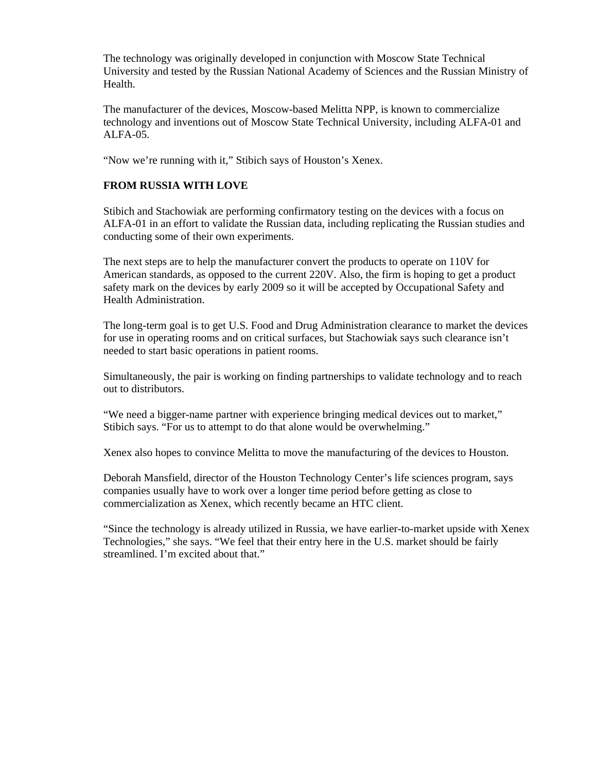The technology was originally developed in conjunction with Moscow State Technical University and tested by the Russian National Academy of Sciences and the Russian Ministry of Health.

The manufacturer of the devices, Moscow-based Melitta NPP, is known to commercialize technology and inventions out of Moscow State Technical University, including ALFA-01 and ALFA-05.

"Now we're running with it," Stibich says of Houston's Xenex.

**FROM RUSSIA WITH LOVE**

Stibich and Stachowiak are performing confirmatory testing on the devices with a focus on ALFA-01 in an effort to validate the Russian data, including replicating the Russian studies and conducting some of their own experiments.

The next steps are to help the manufacturer convert the products to operate on 110V for American standards, as opposed to the current 220V. Also, the firm is hoping to get a product safety mark on the devices by early 2009 so it will be accepted by Occupational Safety and Health Administration.

The long-term goal is to get U.S. Food and Drug Administration clearance to market the devices for use in operating rooms and on critical surfaces, but Stachowiak says such clearance isn't needed to start basic operations in patient rooms.

Simultaneously, the pair is working on finding partnerships to validate technology and to reach out to distributors.

"We need a bigger-name partner with experience bringing medical devices out to market," Stibich says. "For us to attempt to do that alone would be overwhelming."

Xenex also hopes to convince Melitta to move the manufacturing of the devices to Houston.

Deborah Mansfield, director of the Houston Technology Center's life sciences program, says companies usually have to work over a longer time period before getting as close to commercialization as Xenex, which recently became an HTC client.

"Since the technology is already utilized in Russia, we have earlier-to-market upside with Xenex Technologies," she says. "We feel that their entry here in the U.S. market should be fairly streamlined. I'm excited about that."